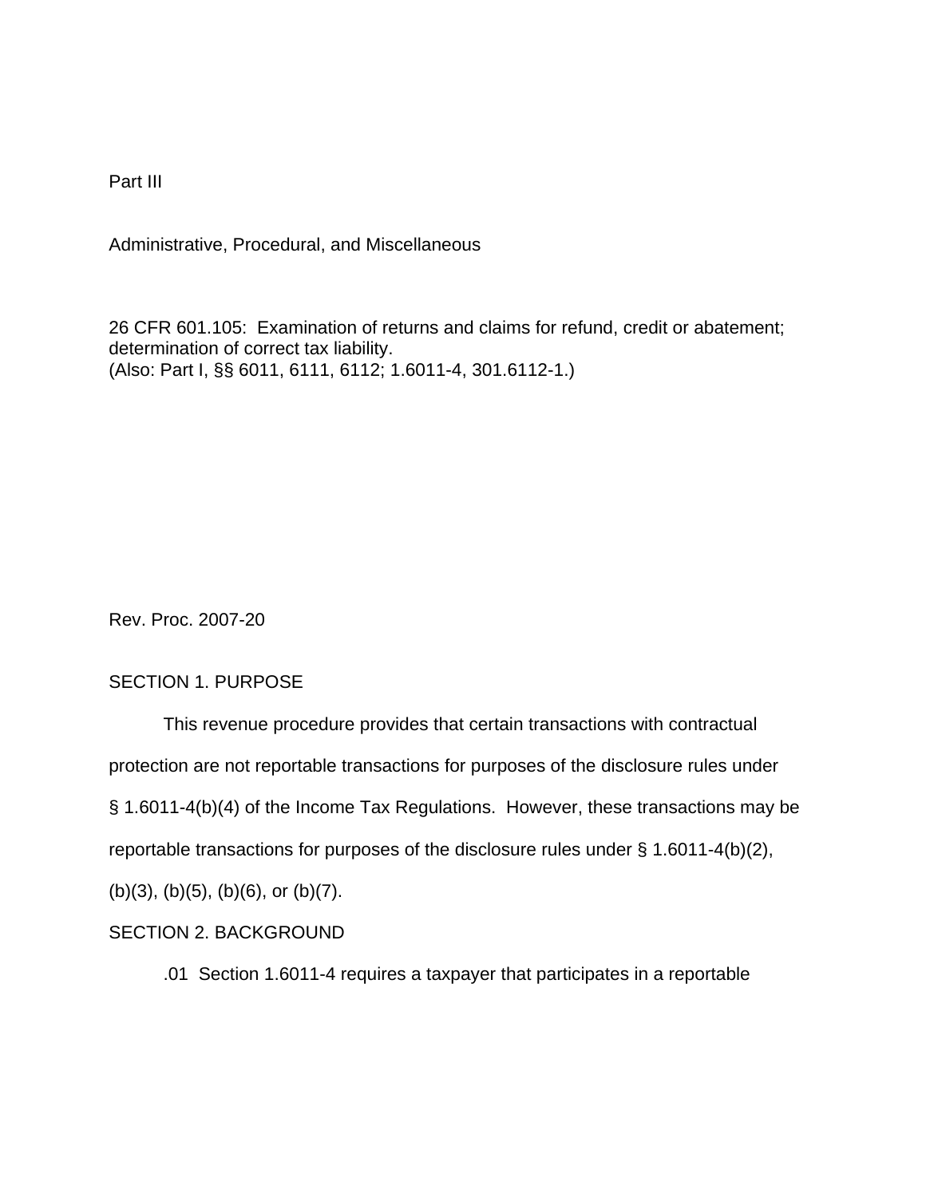Part III

Administrative, Procedural, and Miscellaneous

26 CFR 601.105: Examination of returns and claims for refund, credit or abatement; determination of correct tax liability.
(Also: Part I, §§ 6011, 6111, 6112; 1.6011-4, 301.6112-1.)

Rev. Proc. 2007-20

## SECTION 1. PURPOSE

This revenue procedure provides that certain transactions with contractual protection are not reportable transactions for purposes of the disclosure rules under § 1.6011-4(b)(4) of the Income Tax Regulations. However, these transactions may be reportable transactions for purposes of the disclosure rules under § 1.6011-4(b)(2), (b)(3), (b)(5), (b)(6), or (b)(7).

## SECTION 2. BACKGROUND

.01 Section 1.6011-4 requires a taxpayer that participates in a reportable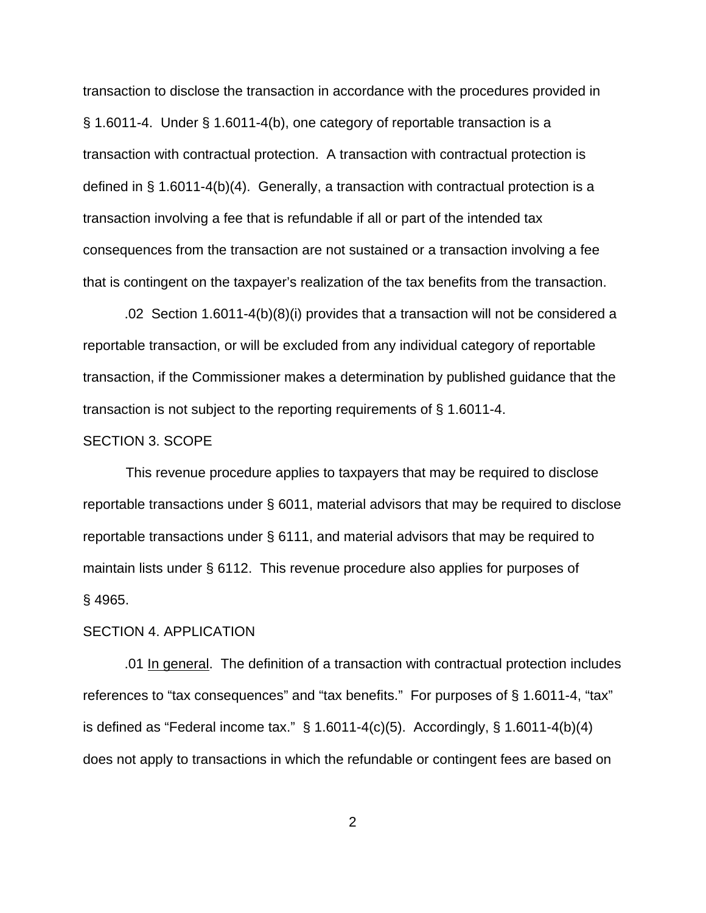transaction to disclose the transaction in accordance with the procedures provided in § 1.6011-4. Under § 1.6011-4(b), one category of reportable transaction is a transaction with contractual protection. A transaction with contractual protection is defined in § 1.6011-4(b)(4). Generally, a transaction with contractual protection is a transaction involving a fee that is refundable if all or part of the intended tax consequences from the transaction are not sustained or a transaction involving a fee that is contingent on the taxpayer's realization of the tax benefits from the transaction.

.02 Section 1.6011-4(b)(8)(i) provides that a transaction will not be considered a reportable transaction, or will be excluded from any individual category of reportable transaction, if the Commissioner makes a determination by published guidance that the transaction is not subject to the reporting requirements of § 1.6011-4.

SECTION 3. SCOPE

This revenue procedure applies to taxpayers that may be required to disclose reportable transactions under § 6011, material advisors that may be required to disclose reportable transactions under § 6111, and material advisors that may be required to maintain lists under § 6112. This revenue procedure also applies for purposes of § 4965.

SECTION 4. APPLICATION

.01 In general. The definition of a transaction with contractual protection includes references to "tax consequences" and "tax benefits." For purposes of § 1.6011-4, "tax" is defined as "Federal income tax." § 1.6011-4(c)(5). Accordingly, § 1.6011-4(b)(4) does not apply to transactions in which the refundable or contingent fees are based on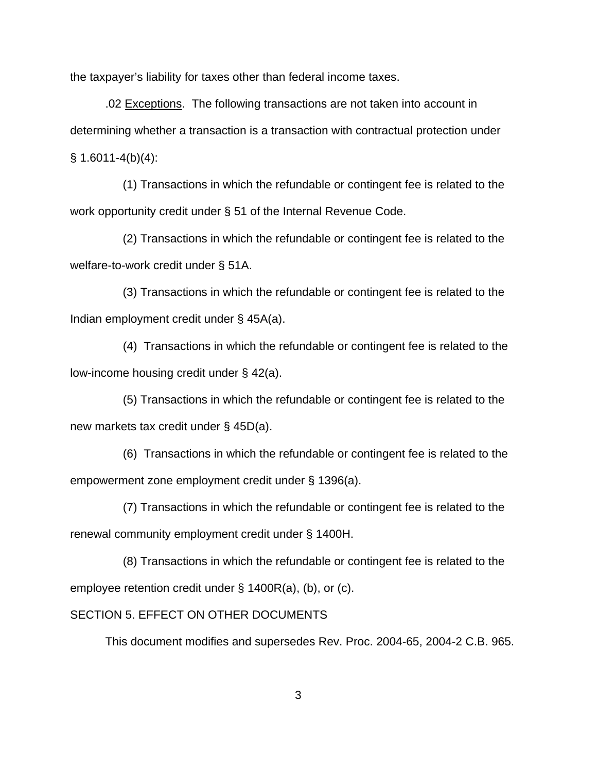the taxpayer's liability for taxes other than federal income taxes.

.02 Exceptions. The following transactions are not taken into account in determining whether a transaction is a transaction with contractual protection under § 1.6011-4(b)(4):

(1) Transactions in which the refundable or contingent fee is related to the work opportunity credit under § 51 of the Internal Revenue Code.

(2) Transactions in which the refundable or contingent fee is related to the welfare-to-work credit under § 51A.

(3) Transactions in which the refundable or contingent fee is related to the Indian employment credit under § 45A(a).

(4) Transactions in which the refundable or contingent fee is related to the low-income housing credit under § 42(a).

(5) Transactions in which the refundable or contingent fee is related to the new markets tax credit under § 45D(a).

(6) Transactions in which the refundable or contingent fee is related to the empowerment zone employment credit under § 1396(a).

(7) Transactions in which the refundable or contingent fee is related to the renewal community employment credit under § 1400H.

(8) Transactions in which the refundable or contingent fee is related to the employee retention credit under § 1400R(a), (b), or (c).

SECTION 5. EFFECT ON OTHER DOCUMENTS

This document modifies and supersedes Rev. Proc. 2004-65, 2004-2 C.B. 965.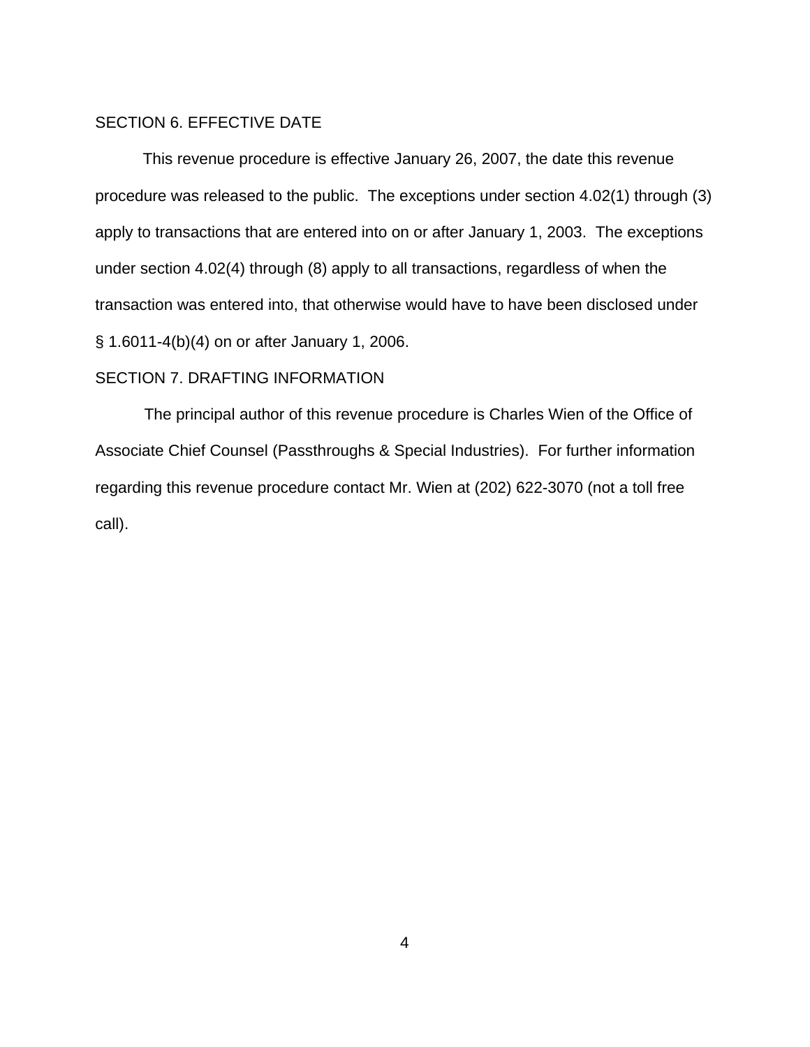## SECTION 6. EFFECTIVE DATE

This revenue procedure is effective January 26, 2007, the date this revenue procedure was released to the public. The exceptions under section 4.02(1) through (3) apply to transactions that are entered into on or after January 1, 2003. The exceptions under section 4.02(4) through (8) apply to all transactions, regardless of when the transaction was entered into, that otherwise would have to have been disclosed under § 1.6011-4(b)(4) on or after January 1, 2006.

## SECTION 7. DRAFTING INFORMATION

The principal author of this revenue procedure is Charles Wien of the Office of Associate Chief Counsel (Passthroughs & Special Industries). For further information regarding this revenue procedure contact Mr. Wien at (202) 622-3070 (not a toll free call).